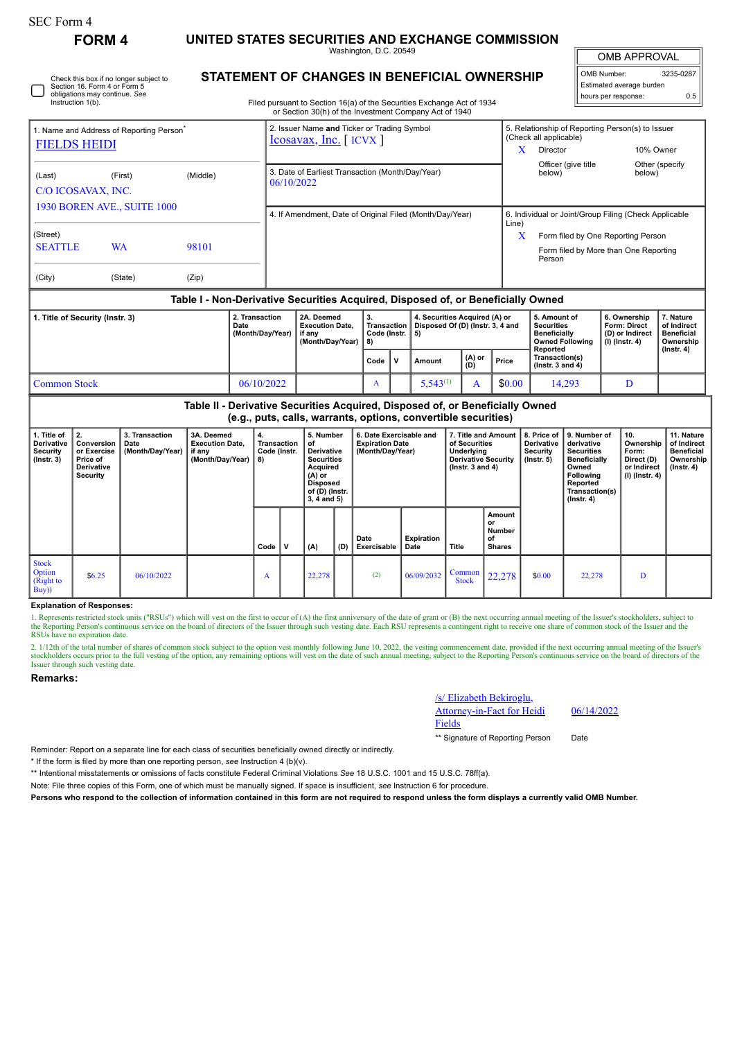SEC Form 4

**FORM 4**

# UNITED STATES SECURITIES AND EXCHANGE COMMISSION

Washington, D.C. 20549

## STATEMENT OF CHANGES IN BENEFICIAL OWNERSHIP

Filed pursuant to Section 16(a) of the Securities Exchange Act of 1934 or Section 30(h) of the Investment Company Act of 1940

| OMB APPROVAL | |
|---|---|
| OMB Number: | 3235-0287 |
| Estimated average burden | |
| hours per response: | 0.5 |

☐ Check this box if no longer subject to Section 16. Form 4 or Form 5 obligations may continue. *See* Instruction 1(b).

1. Name and Address of Reporting Person*
FIELDS HEIDI

(Last) (First) (Middle)
C/O ICOSAVAX, INC.
1930 BOREN AVE., SUITE 1000

(Street)
SEATTLE WA 98101

(City) (State) (Zip)

2. Issuer Name **and** Ticker or Trading Symbol
Icosavax, Inc. [ ICVX ]

3. Date of Earliest Transaction (Month/Day/Year)
06/10/2022

4. If Amendment, Date of Original Filed (Month/Day/Year)

5. Relationship of Reporting Person(s) to Issuer (Check all applicable)
X Director
10% Owner
Officer (give title below)
Other (specify below)

6. Individual or Joint/Group Filing (Check Applicable Line)
X Form filed by One Reporting Person
Form filed by More than One Reporting Person

### Table I - Non-Derivative Securities Acquired, Disposed of, or Beneficially Owned

| 1. Title of Security (Instr. 3) | 2. Transaction Date (Month/Day/Year) | 2A. Deemed Execution Date, if any (Month/Day/Year) | 3. Transaction Code (Instr. 8) | | 4. Securities Acquired (A) or Disposed Of (D) (Instr. 3, 4 and 5) | | | 5. Amount of Securities Beneficially Owned Following Reported Transaction(s) (Instr. 3 and 4) | 6. Ownership Form: Direct (D) or Indirect (I) (Instr. 4) | 7. Nature of Indirect Beneficial Ownership (Instr. 4) |
|---|---|---|---|---|---|---|---|---|---|---|
| | | | Code | V | Amount | (A) or (D) | Price | | | |
| Common Stock | 06/10/2022 | | A | | 5,543[1] | A | $0.00 | 14,293 | D | |

### Table II - Derivative Securities Acquired, Disposed of, or Beneficially Owned (e.g., puts, calls, warrants, options, convertible securities)

| 1. Title of Derivative Security (Instr. 3) | 2. Conversion or Exercise Price of Derivative Security | 3. Transaction Date (Month/Day/Year) | 3A. Deemed Execution Date, if any (Month/Day/Year) | 4. Transaction Code (Instr. 8) | | 5. Number of Derivative Securities Acquired (A) or Disposed of (D) (Instr. 3, 4 and 5) | | 6. Date Exercisable and Expiration Date (Month/Day/Year) | | 7. Title and Amount of Securities Underlying Derivative Security (Instr. 3 and 4) | | 8. Price of Derivative Security (Instr. 5) | 9. Number of derivative Securities Beneficially Owned Following Reported Transaction(s) (Instr. 4) | 10. Ownership Form: Direct (D) or Indirect (I) (Instr. 4) | 11. Nature of Indirect Beneficial Ownership (Instr. 4) |
|---|---|---|---|---|---|---|---|---|---|---|---|---|---|---|---|
| | | | | Code | V | (A) | (D) | Date Exercisable | Expiration Date | Title | Amount or Number of Shares | | | | |
| Stock Option (Right to Buy) | $6.25 | 06/10/2022 | | A | | 22,278 | | (2) | 06/09/2032 | Common Stock | 22,278 | $0.00 | 22,278 | D | |

**Explanation of Responses:**

1. Represents restricted stock units ("RSUs") which will vest on the first to occur of (A) the first anniversary of the date of grant or (B) the next occurring annual meeting of the Issuer's stockholders, subject to the Reporting Person's continuous service on the board of directors of the Issuer through such vesting date. Each RSU represents a contingent right to receive one share of common stock of the Issuer and the RSUs have no expiration date.

2. 1/12th of the total number of shares of common stock subject to the option vest monthly following June 10, 2022, the vesting commencement date, provided if the next occurring annual meeting of the Issuer's stockholders occurs prior to the full vesting of the option, any remaining options will vest on the date of such annual meeting, subject to the Reporting Person's continuous service on the board of directors of the Issuer through such vesting date.

**Remarks:**

/s/ Elizabeth Bekiroglu, Attorney-in-Fact for Heidi Fields — 06/14/2022

** Signature of Reporting Person — Date

Reminder: Report on a separate line for each class of securities beneficially owned directly or indirectly.

\* If the form is filed by more than one reporting person, *see* Instruction 4 (b)(v).

** Intentional misstatements or omissions of facts constitute Federal Criminal Violations *See* 18 U.S.C. 1001 and 15 U.S.C. 78ff(a).

Note: File three copies of this Form, one of which must be manually signed. If space is insufficient, *see* Instruction 6 for procedure.

**Persons who respond to the collection of information contained in this form are not required to respond unless the form displays a currently valid OMB Number.**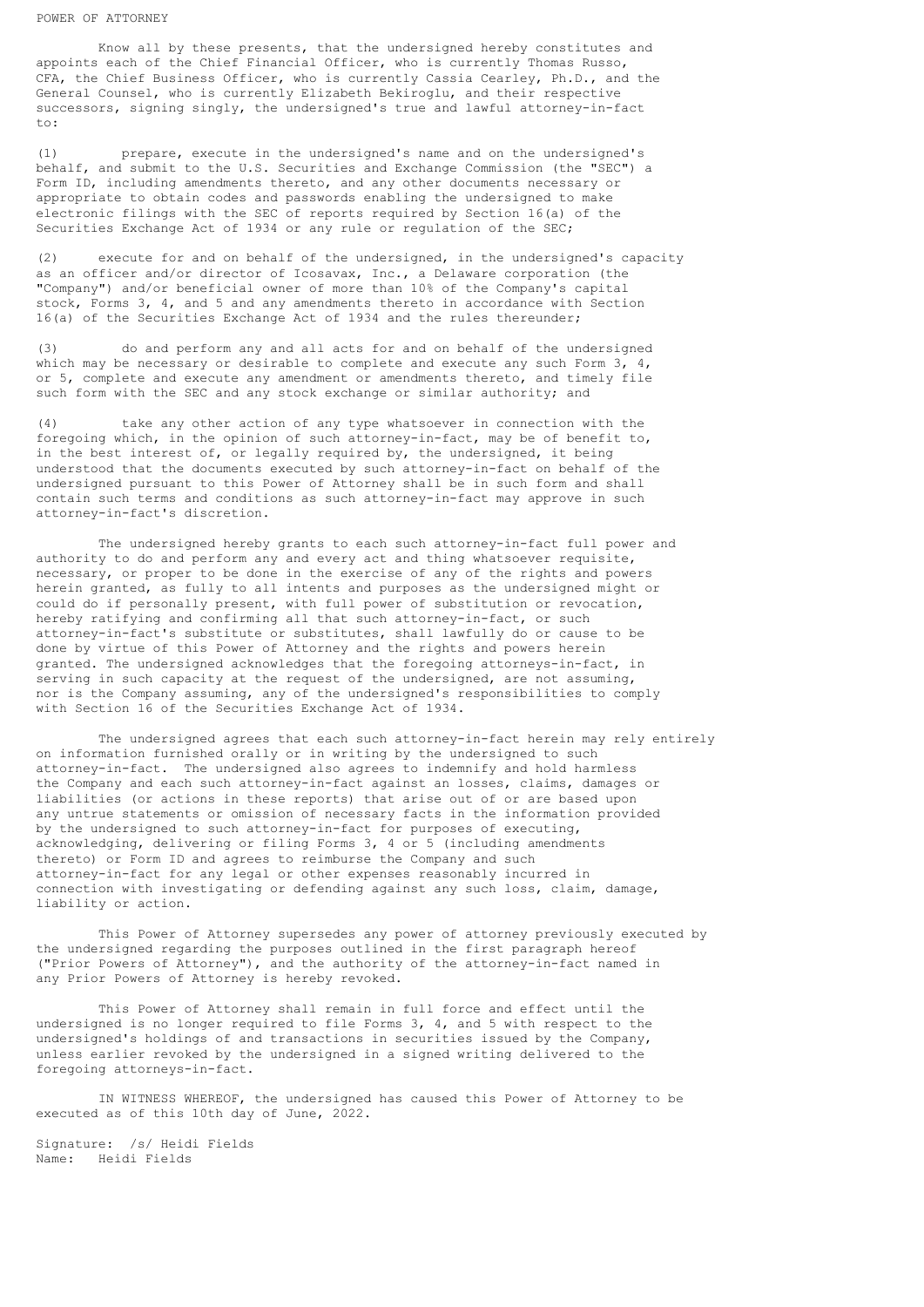# POWER OF ATTORNEY

Know all by these presents, that the undersigned hereby constitutes and appoints each of the Chief Financial Officer, who is currently Thomas Russo, CFA, the Chief Business Officer, who is currently Cassia Cearley, Ph.D., and the General Counsel, who is currently Elizabeth Bekiroglu, and their respective successors, signing singly, the undersigned's true and lawful attorney-in-fact to:

(1) prepare, execute in the undersigned's name and on the undersigned's behalf, and submit to the U.S. Securities and Exchange Commission (the "SEC") a Form ID, including amendments thereto, and any other documents necessary or appropriate to obtain codes and passwords enabling the undersigned to make electronic filings with the SEC of reports required by Section 16(a) of the Securities Exchange Act of 1934 or any rule or regulation of the SEC;

(2) execute for and on behalf of the undersigned, in the undersigned's capacity as an officer and/or director of Icosavax, Inc., a Delaware corporation (the "Company") and/or beneficial owner of more than 10% of the Company's capital stock, Forms 3, 4, and 5 and any amendments thereto in accordance with Section 16(a) of the Securities Exchange Act of 1934 and the rules thereunder;

(3) do and perform any and all acts for and on behalf of the undersigned which may be necessary or desirable to complete and execute any such Form 3, 4, or 5, complete and execute any amendment or amendments thereto, and timely file such form with the SEC and any stock exchange or similar authority; and

(4) take any other action of any type whatsoever in connection with the foregoing which, in the opinion of such attorney-in-fact, may be of benefit to, in the best interest of, or legally required by, the undersigned, it being understood that the documents executed by such attorney-in-fact on behalf of the undersigned pursuant to this Power of Attorney shall be in such form and shall contain such terms and conditions as such attorney-in-fact may approve in such attorney-in-fact's discretion.

The undersigned hereby grants to each such attorney-in-fact full power and authority to do and perform any and every act and thing whatsoever requisite, necessary, or proper to be done in the exercise of any of the rights and powers herein granted, as fully to all intents and purposes as the undersigned might or could do if personally present, with full power of substitution or revocation, hereby ratifying and confirming all that such attorney-in-fact, or such attorney-in-fact's substitute or substitutes, shall lawfully do or cause to be done by virtue of this Power of Attorney and the rights and powers herein granted. The undersigned acknowledges that the foregoing attorneys-in-fact, in serving in such capacity at the request of the undersigned, are not assuming, nor is the Company assuming, any of the undersigned's responsibilities to comply with Section 16 of the Securities Exchange Act of 1934.

The undersigned agrees that each such attorney-in-fact herein may rely entirely on information furnished orally or in writing by the undersigned to such attorney-in-fact. The undersigned also agrees to indemnify and hold harmless the Company and each such attorney-in-fact against an losses, claims, damages or liabilities (or actions in these reports) that arise out of or are based upon any untrue statements or omission of necessary facts in the information provided by the undersigned to such attorney-in-fact for purposes of executing, acknowledging, delivering or filing Forms 3, 4 or 5 (including amendments thereto) or Form ID and agrees to reimburse the Company and such attorney-in-fact for any legal or other expenses reasonably incurred in connection with investigating or defending against any such loss, claim, damage, liability or action.

This Power of Attorney supersedes any power of attorney previously executed by the undersigned regarding the purposes outlined in the first paragraph hereof ("Prior Powers of Attorney"), and the authority of the attorney-in-fact named in any Prior Powers of Attorney is hereby revoked.

This Power of Attorney shall remain in full force and effect until the undersigned is no longer required to file Forms 3, 4, and 5 with respect to the undersigned's holdings of and transactions in securities issued by the Company, unless earlier revoked by the undersigned in a signed writing delivered to the foregoing attorneys-in-fact.

IN WITNESS WHEREOF, the undersigned has caused this Power of Attorney to be executed as of this 10th day of June, 2022.

Signature: /s/ Heidi Fields
Name: Heidi Fields